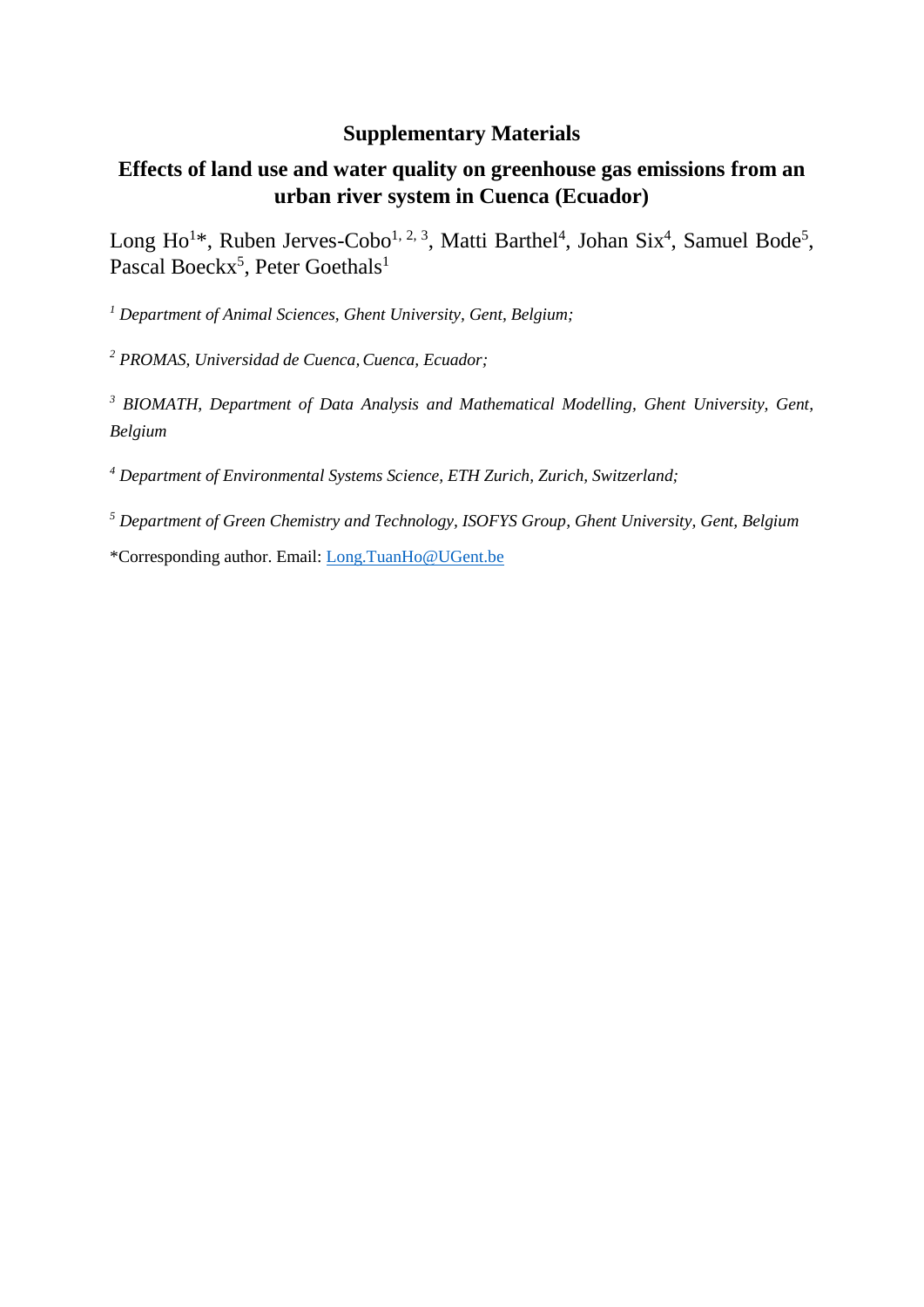# Supplementary Materials

## Effects of land use and water quality on greenhouse gas emissions from an urban river system in Cuenca (Ecuador)

Long Ho[1]*, Ruben Jerves-Cobo[1, 2, 3], Matti Barthel[4], Johan Six[4], Samuel Bode[5], Pascal Boeckx[5], Peter Goethals[1]

[1] *Department of Animal Sciences, Ghent University, Gent, Belgium;*

[2] *PROMAS, Universidad de Cuenca, Cuenca, Ecuador;*

[3] *BIOMATH, Department of Data Analysis and Mathematical Modelling, Ghent University, Gent, Belgium*

[4] *Department of Environmental Systems Science, ETH Zurich, Zurich, Switzerland;*

[5] *Department of Green Chemistry and Technology, ISOFYS Group, Ghent University, Gent, Belgium*

*Corresponding author. Email: Long.TuanHo@UGent.be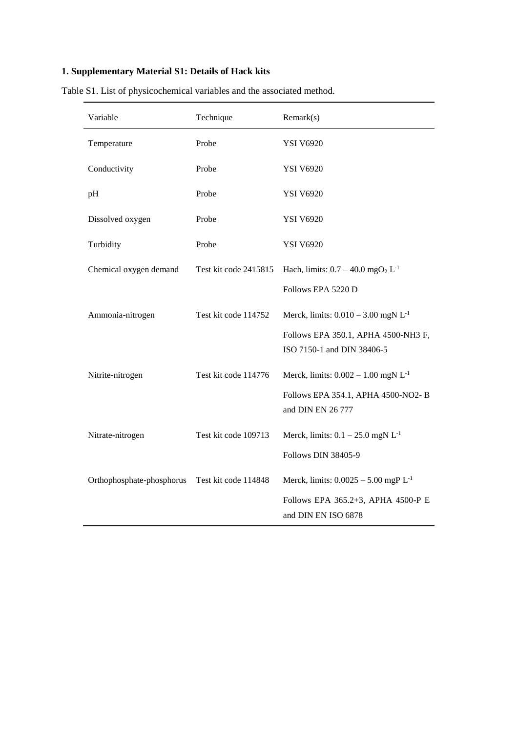## 1. Supplementary Material S1: Details of Hack kits

Table S1. List of physicochemical variables and the associated method.

| Variable | Technique | Remark(s) |
|---|---|---|
| Temperature | Probe | YSI V6920 |
| Conductivity | Probe | YSI V6920 |
| pH | Probe | YSI V6920 |
| Dissolved oxygen | Probe | YSI V6920 |
| Turbidity | Probe | YSI V6920 |
| Chemical oxygen demand | Test kit code 2415815 | Hach, limits: 0.7 – 40.0 mg$O_2$ $L^{-1}$<br>Follows EPA 5220 D |
| Ammonia-nitrogen | Test kit code 114752 | Merck, limits: 0.010 – 3.00 mgN $L^{-1}$<br>Follows EPA 350.1, APHA 4500-NH3 F, ISO 7150-1 and DIN 38406-5 |
| Nitrite-nitrogen | Test kit code 114776 | Merck, limits: 0.002 – 1.00 mgN $L^{-1}$<br>Follows EPA 354.1, APHA 4500-NO2- B and DIN EN 26 777 |
| Nitrate-nitrogen | Test kit code 109713 | Merck, limits: 0.1 – 25.0 mgN $L^{-1}$<br>Follows DIN 38405-9 |
| Orthophosphate-phosphorus | Test kit code 114848 | Merck, limits: 0.0025 – 5.00 mgP $L^{-1}$<br>Follows EPA 365.2+3, APHA 4500-P E and DIN EN ISO 6878 |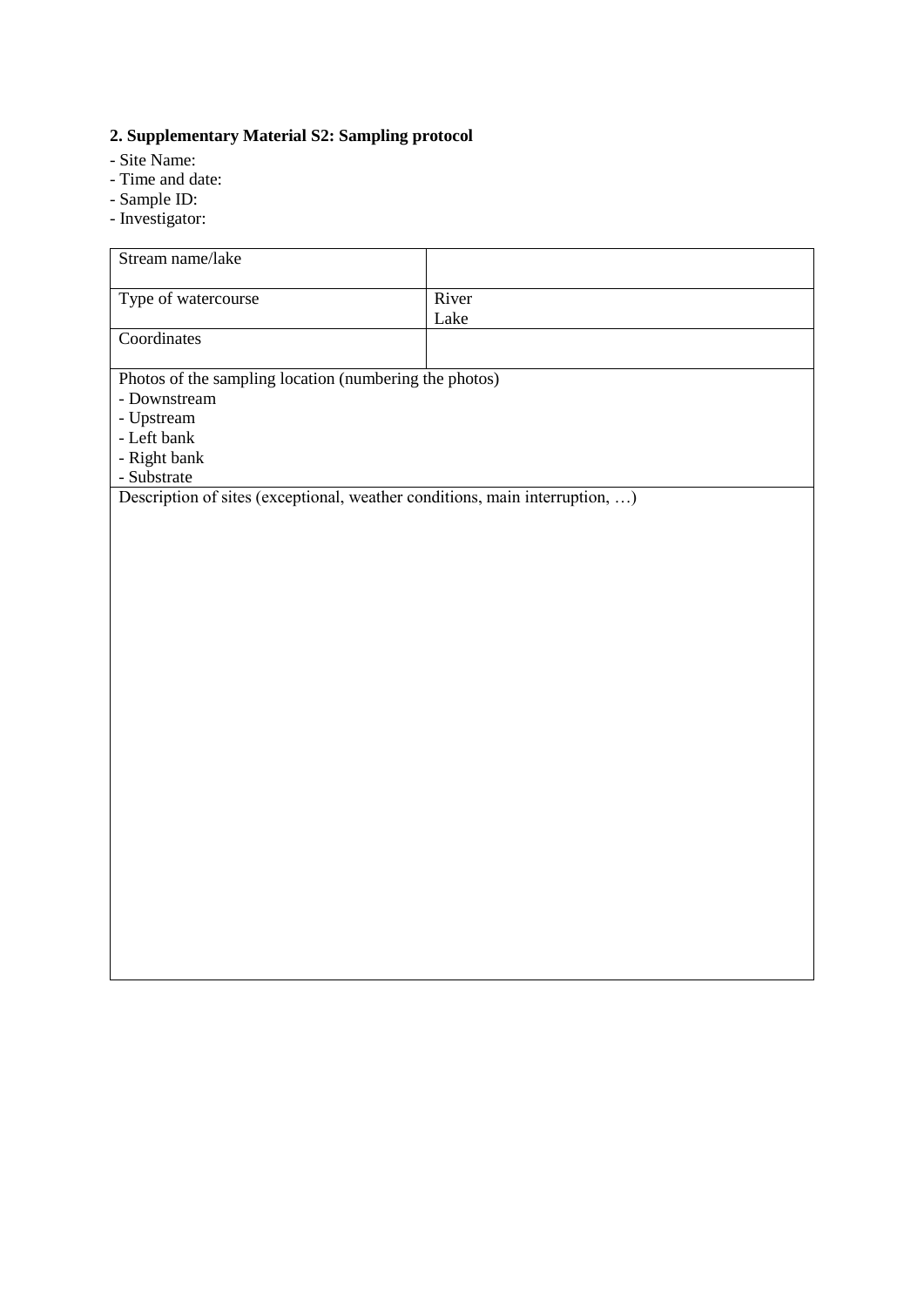**2. Supplementary Material S2: Sampling protocol**

- Site Name:
- Time and date:
- Sample ID:
- Investigator:

| Stream name/lake | |
|---|---|
| Type of watercourse | River<br>Lake |
| Coordinates | |
| Photos of the sampling location (numbering the photos)<br>- Downstream<br>- Upstream<br>- Left bank<br>- Right bank<br>- Substrate | |
| Description of sites (exceptional, weather conditions, main interruption, …) | |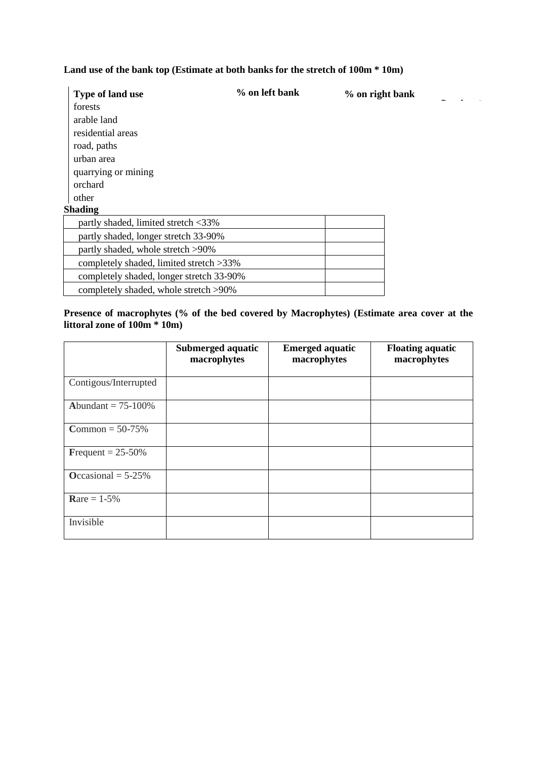**Land use of the bank top (Estimate at both banks for the stretch of 100m * 10m)**

| Type of land use | % on left bank | % on right bank |
|---|---|---|
| forests | | |
| arable land | | |
| residential areas | | |
| road, paths | | |
| urban area | | |
| quarrying or mining | | |
| orchard | | |
| other | | |

**Shading**

| | |
|---|---|
| partly shaded, limited stretch <33% | |
| partly shaded, longer stretch 33-90% | |
| partly shaded, whole stretch >90% | |
| completely shaded, limited stretch >33% | |
| completely shaded, longer stretch 33-90% | |
| completely shaded, whole stretch >90% | |

**Presence of macrophytes (% of the bed covered by Macrophytes) (Estimate area cover at the littoral zone of 100m * 10m)**

| | Submerged aquatic macrophytes | Emerged aquatic macrophytes | Floating aquatic macrophytes |
|---|---|---|---|
| Contigous/Interrupted | | | |
| **A**bundant = 75-100% | | | |
| **C**ommon = 50-75% | | | |
| **F**requent = 25-50% | | | |
| **O**ccasional = 5-25% | | | |
| **R**are = 1-5% | | | |
| Invisible | | | |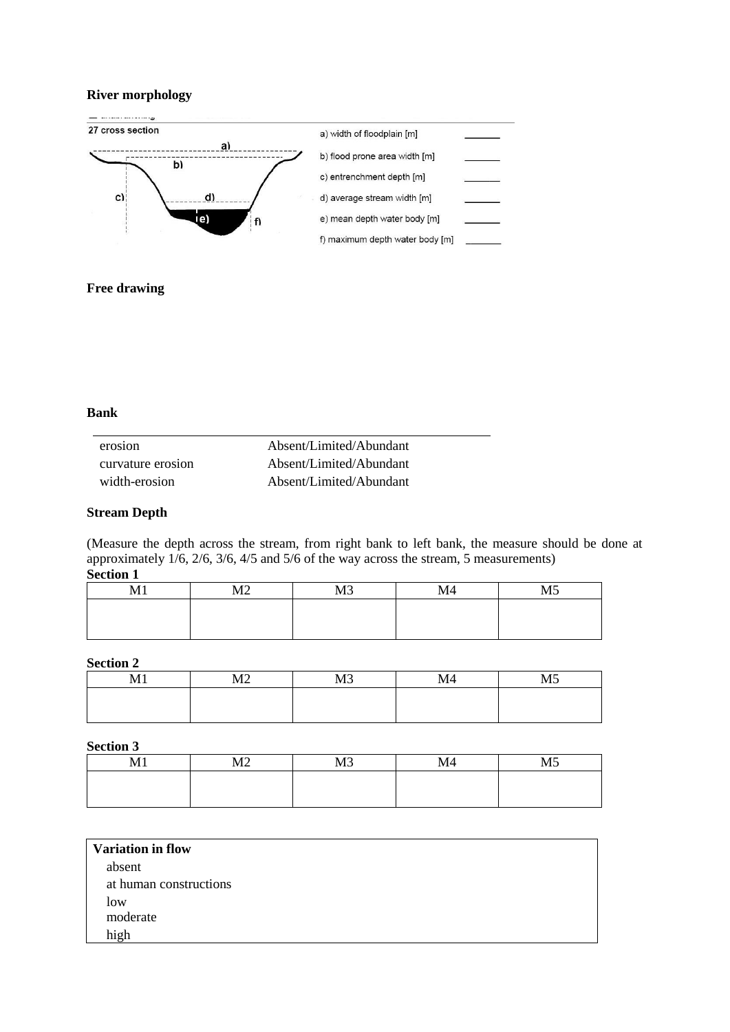**River morphology**

27 cross section

| | |
|---|---|
| a) width of floodplain [m] | ______ |
| b) flood prone area width [m] | ______ |
| c) entrenchment depth [m] | ______ |
| d) average stream width [m] | ______ |
| e) mean depth water body [m] | ______ |
| f) maximum depth water body [m] | ______ |

**Free drawing**

**Bank**

| | |
|---|---|
| erosion | Absent/Limited/Abundant |
| curvature erosion | Absent/Limited/Abundant |
| width-erosion | Absent/Limited/Abundant |

**Stream Depth**

(Measure the depth across the stream, from right bank to left bank, the measure should be done at approximately 1/6, 2/6, 3/6, 4/5 and 5/6 of the way across the stream, 5 measurements)

**Section 1**

| M1 | M2 | M3 | M4 | M5 |
|---|---|---|---|---|
| | | | | |

**Section 2**

| M1 | M2 | M3 | M4 | M5 |
|---|---|---|---|---|
| | | | | |

**Section 3**

| M1 | M2 | M3 | M4 | M5 |
|---|---|---|---|---|
| | | | | |

| **Variation in flow** |
|---|
| absent |
| at human constructions |
| low |
| moderate |
| high |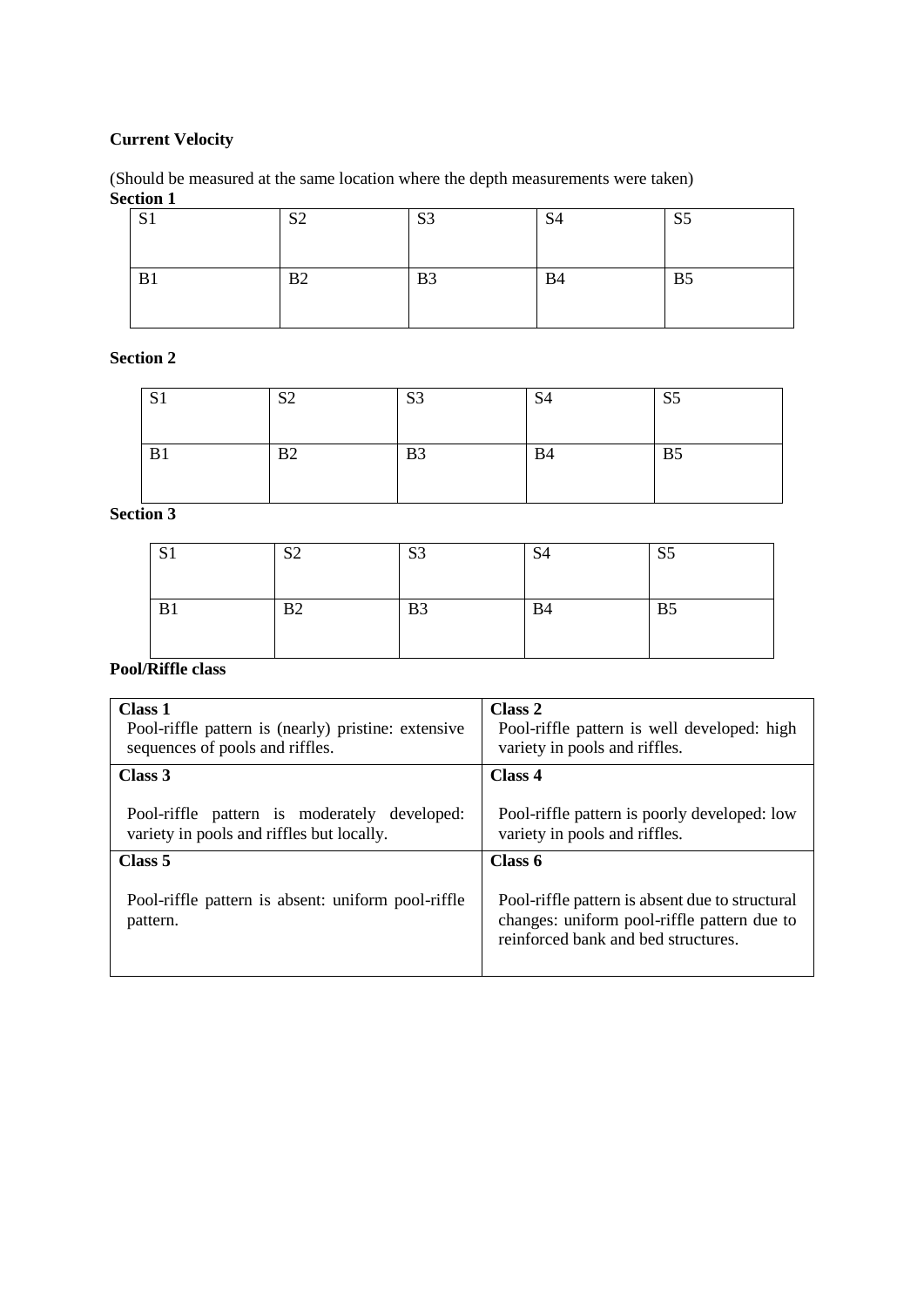**Current Velocity**

(Should be measured at the same location where the depth measurements were taken)

**Section 1**

| S1 | S2 | S3 | S4 | S5 |
|---|---|---|---|---|
| B1 | B2 | B3 | B4 | B5 |

**Section 2**

| S1 | S2 | S3 | S4 | S5 |
|---|---|---|---|---|
| B1 | B2 | B3 | B4 | B5 |

**Section 3**

| S1 | S2 | S3 | S4 | S5 |
|---|---|---|---|---|
| B1 | B2 | B3 | B4 | B5 |

**Pool/Riffle class**

| **Class 1** Pool-riffle pattern is (nearly) pristine: extensive sequences of pools and riffles. | **Class 2** Pool-riffle pattern is well developed: high variety in pools and riffles. |
|---|---|
| **Class 3** Pool-riffle pattern is moderately developed: variety in pools and riffles but locally. | **Class 4** Pool-riffle pattern is poorly developed: low variety in pools and riffles. |
| **Class 5** Pool-riffle pattern is absent: uniform pool-riffle pattern. | **Class 6** Pool-riffle pattern is absent due to structural changes: uniform pool-riffle pattern due to reinforced bank and bed structures. |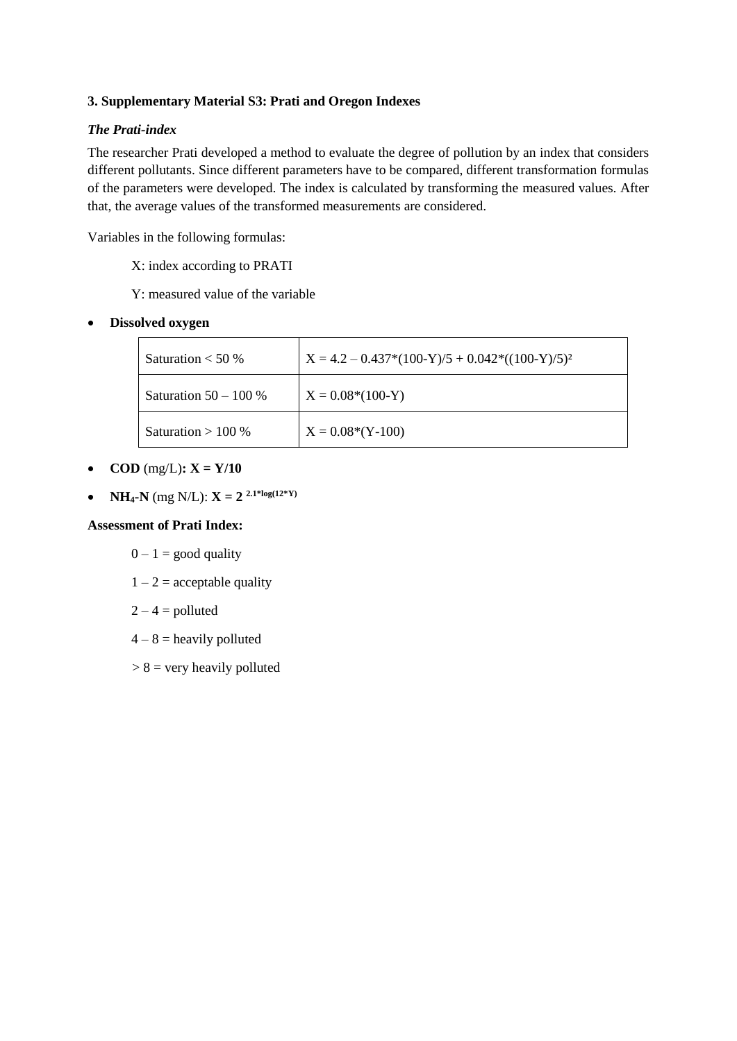### 3. Supplementary Material S3: Prati and Oregon Indexes

#### *The Prati-index*

The researcher Prati developed a method to evaluate the degree of pollution by an index that considers different pollutants. Since different parameters have to be compared, different transformation formulas of the parameters were developed. The index is calculated by transforming the measured values. After that, the average values of the transformed measurements are considered.

Variables in the following formulas:

X: index according to PRATI

Y: measured value of the variable

- **Dissolved oxygen**

| Saturation < 50 % | $X = 4.2 - 0.437*(100-Y)/5 + 0.042*((100-Y)/5)^2$ |
|---|---|
| Saturation 50 – 100 % | $X = 0.08*(100-Y)$ |
| Saturation > 100 % | $X = 0.08*(Y-100)$ |

- **COD** (mg/L)**:** $\mathbf{X = Y/10}$
- **$NH_4$-N** (mg N/L): $\mathbf{X = 2^{2.1*\log(12*Y)}}$

**Assessment of Prati Index:**

0 – 1 = good quality

1 – 2 = acceptable quality

2 – 4 = polluted

4 – 8 = heavily polluted

> 8 = very heavily polluted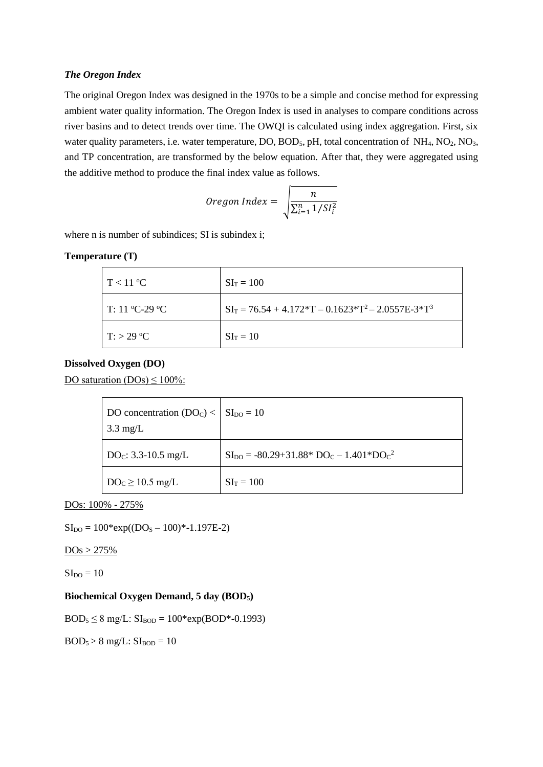***The Oregon Index***

The original Oregon Index was designed in the 1970s to be a simple and concise method for expressing ambient water quality information. The Oregon Index is used in analyses to compare conditions across river basins and to detect trends over time. The OWQI is calculated using index aggregation. First, six water quality parameters, i.e. water temperature, DO, $BOD_5$, pH, total concentration of $NH_4$, $NO_2$, $NO_3$, and TP concentration, are transformed by the below equation. After that, they were aggregated using the additive method to produce the final index value as follows.

$$Oregon\ Index = \sqrt{\frac{n}{\sum_{i=1}^{n} 1/SI_i^2}}$$

where n is number of subindices; SI is subindex i;

**Temperature (T)**

| | |
|---|---|
| T < 11 °C | $SI_T = 100$ |
| T: 11 °C-29 °C | $SI_T = 76.54 + 4.172*T – 0.1623*T^2 – 2.0557E\text{-}3*T^3$ |
| T: > 29 °C | $SI_T = 10$ |

**Dissolved Oxygen (DO)**

DO saturation (DOs) ≤ 100%:

| | |
|---|---|
| DO concentration ($DO_C$) < 3.3 mg/L | $SI_{DO} = 10$ |
| $DO_C$: 3.3-10.5 mg/L | $SI_{DO} = -80.29+31.88*DO_C – 1.401*DO_C^2$ |
| $DO_C$ ≥ 10.5 mg/L | $SI_T = 100$ |

DOs: 100% - 275%

$SI_{DO} = 100*\exp((DO_S – 100)*-1.197E\text{-}2)$

DOs > 275%

$SI_{DO} = 10$

**Biochemical Oxygen Demand, 5 day ($BOD_5$)**

$BOD_5$ ≤ 8 mg/L: $SI_{BOD} = 100*\exp(BOD*-0.1993)$

$BOD_5$ > 8 mg/L: $SI_{BOD} = 10$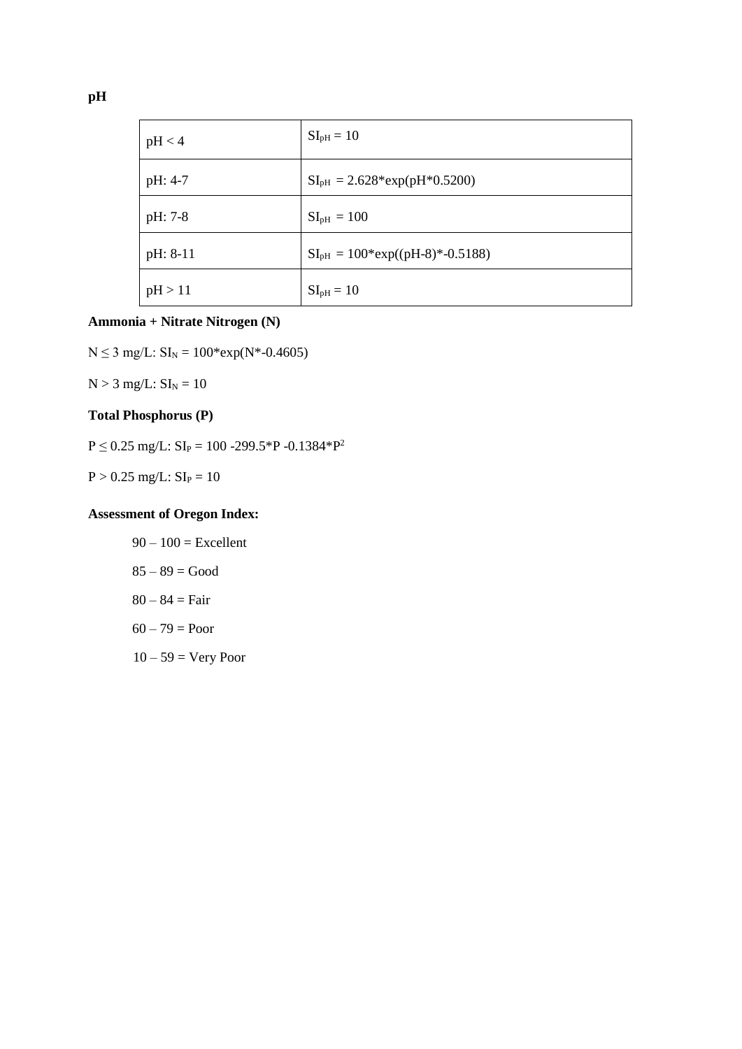**pH**

| | |
|---|---|
| pH < 4 | $SI_{pH} = 10$ |
| pH: 4-7 | $SI_{pH} = 2.628*\exp(pH*0.5200)$ |
| pH: 7-8 | $SI_{pH} = 100$ |
| pH: 8-11 | $SI_{pH} = 100*\exp((pH-8)*-0.5188)$ |
| pH > 11 | $SI_{pH} = 10$ |

**Ammonia + Nitrate Nitrogen (N)**

$N \leq 3$ mg/L: $SI_N = 100*\exp(N*-0.4605)$

$N > 3$ mg/L: $SI_N = 10$

**Total Phosphorus (P)**

$P \leq 0.25$ mg/L: $SI_P = 100 - 299.5*P - 0.1384*P^2$

$P > 0.25$ mg/L: $SI_P = 10$

**Assessment of Oregon Index:**

90 – 100 = Excellent

85 – 89 = Good

80 – 84 = Fair

60 – 79 = Poor

10 – 59 = Very Poor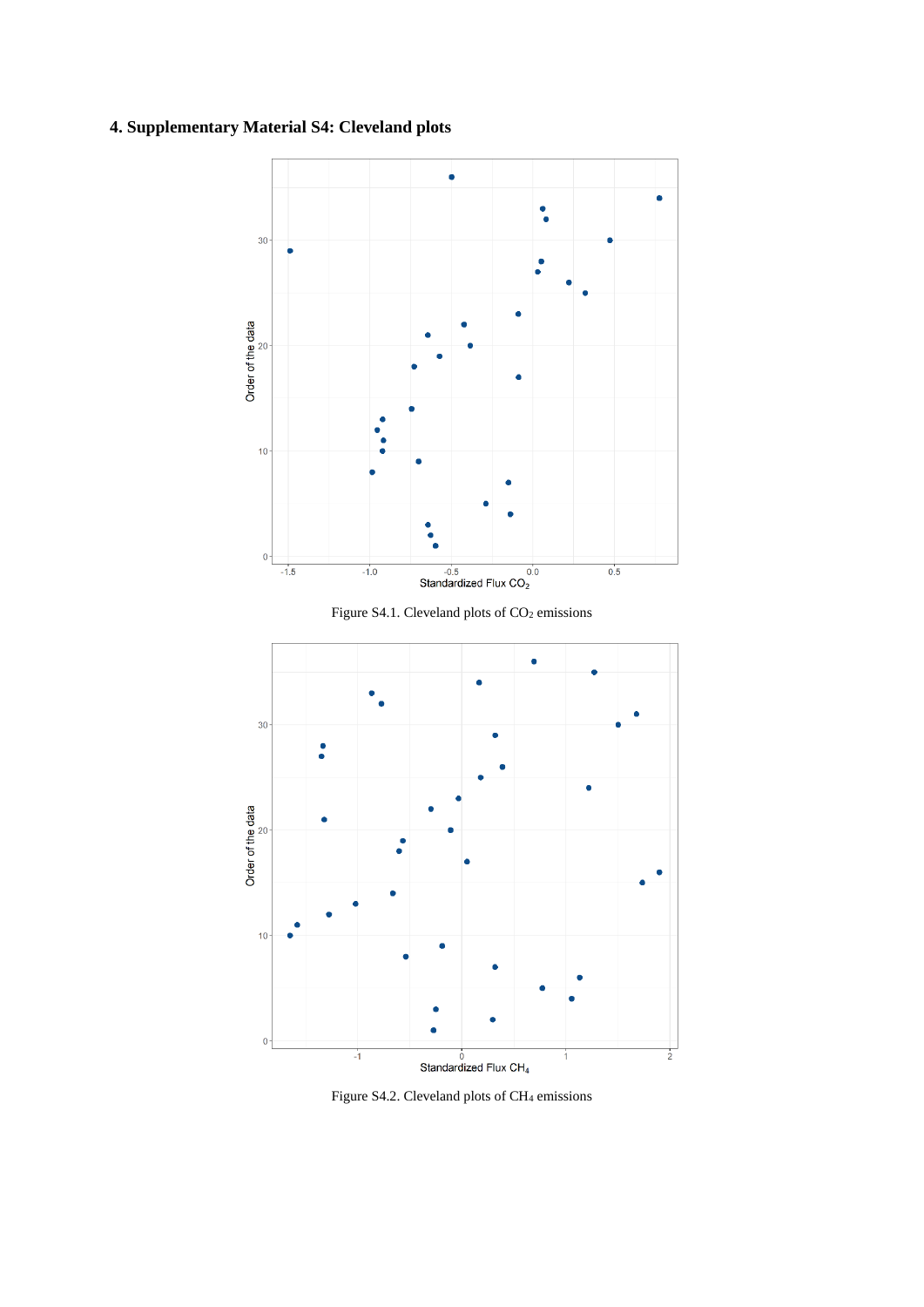## 4. Supplementary Material S4: Cleveland plots

Figure S4.1. Cleveland plots of $CO_2$ emissions

Figure S4.2. Cleveland plots of $CH_4$ emissions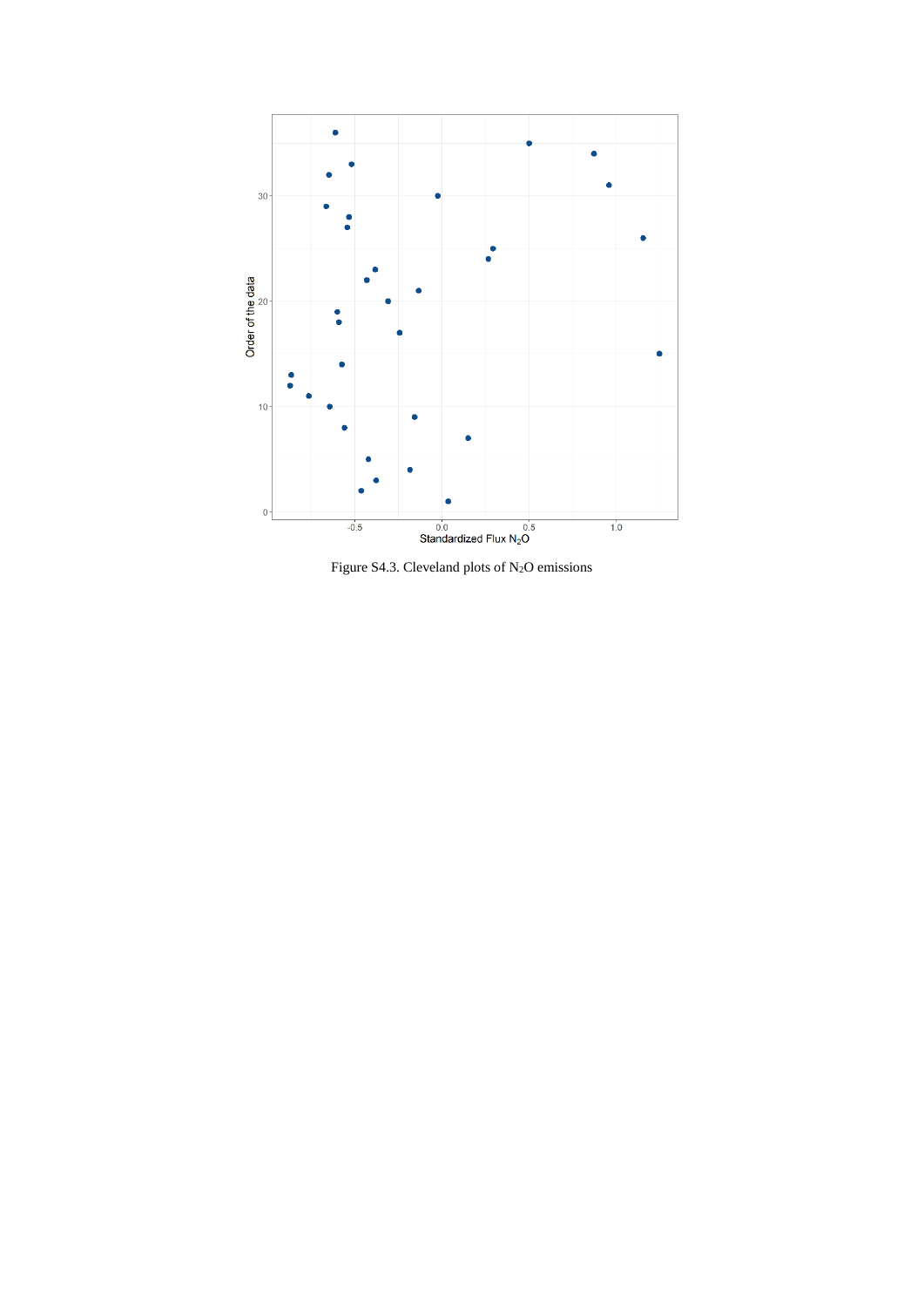Figure S4.3. Cleveland plots of $N_2O$ emissions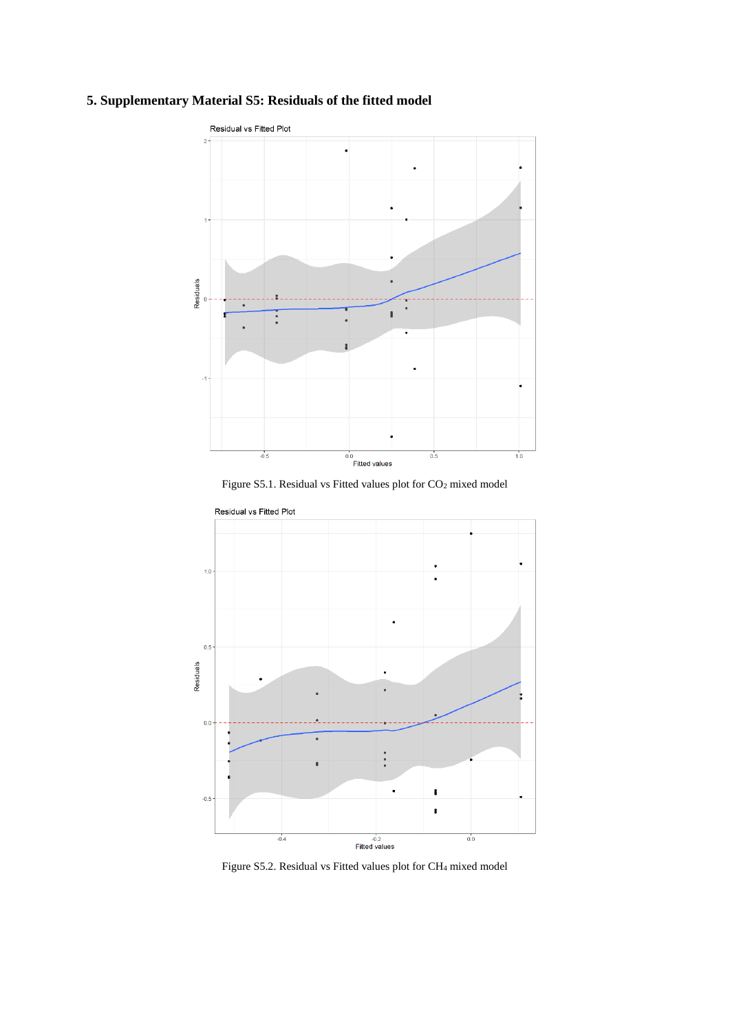## 5. Supplementary Material S5: Residuals of the fitted model

Figure S5.1. Residual vs Fitted values plot for $CO_2$ mixed model

Figure S5.2. Residual vs Fitted values plot for $CH_4$ mixed model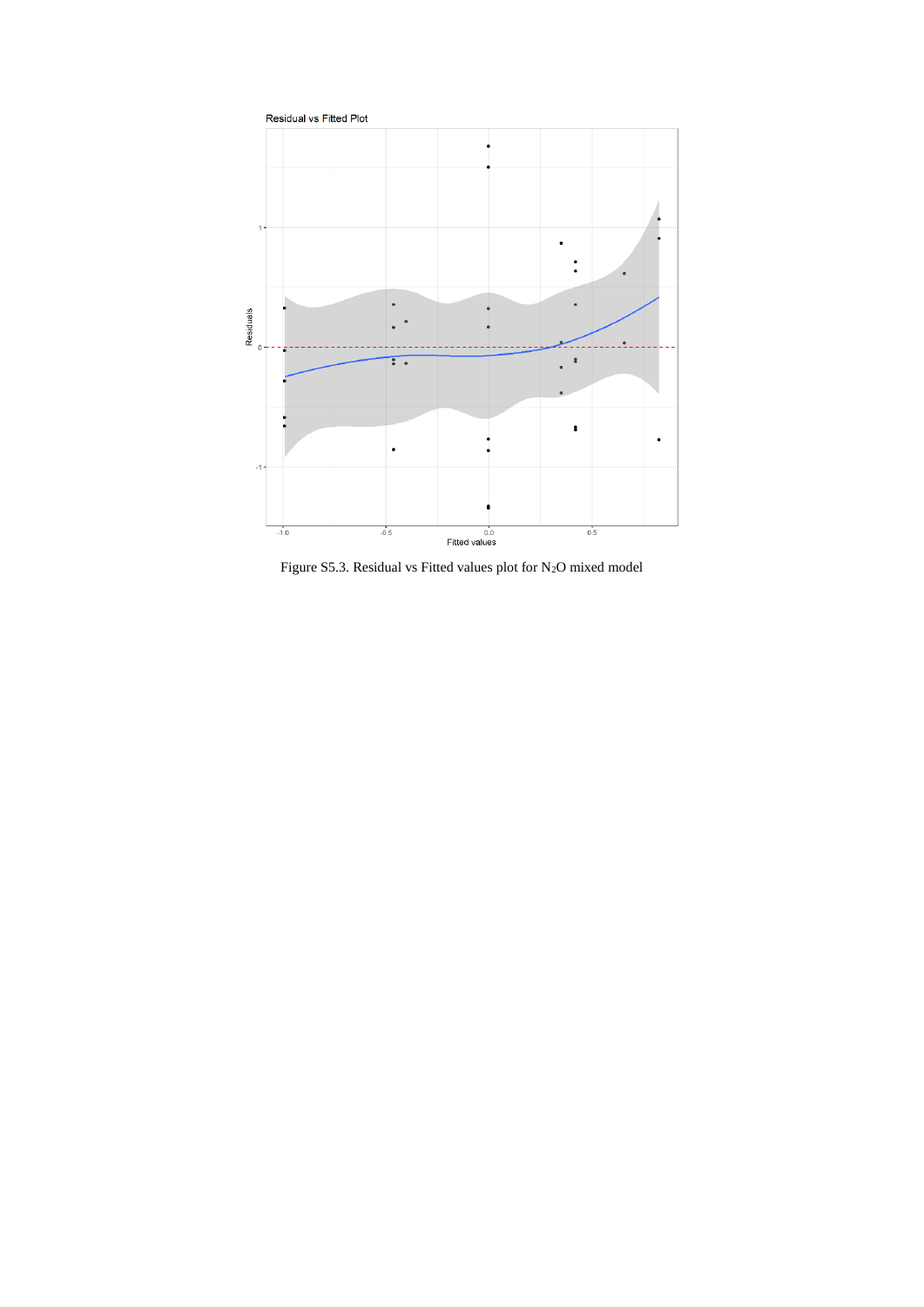Figure S5.3. Residual vs Fitted values plot for $N_2O$ mixed model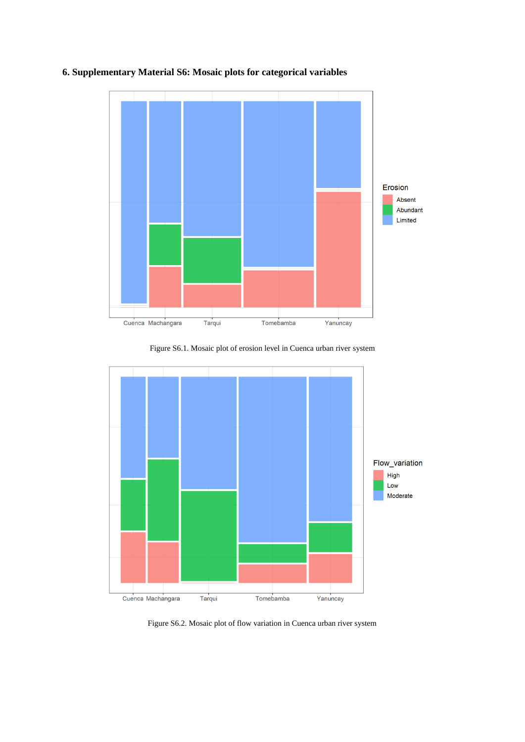# 6. Supplementary Material S6: Mosaic plots for categorical variables

Figure S6.1. Mosaic plot of erosion level in Cuenca urban river system

Figure S6.2. Mosaic plot of flow variation in Cuenca urban river system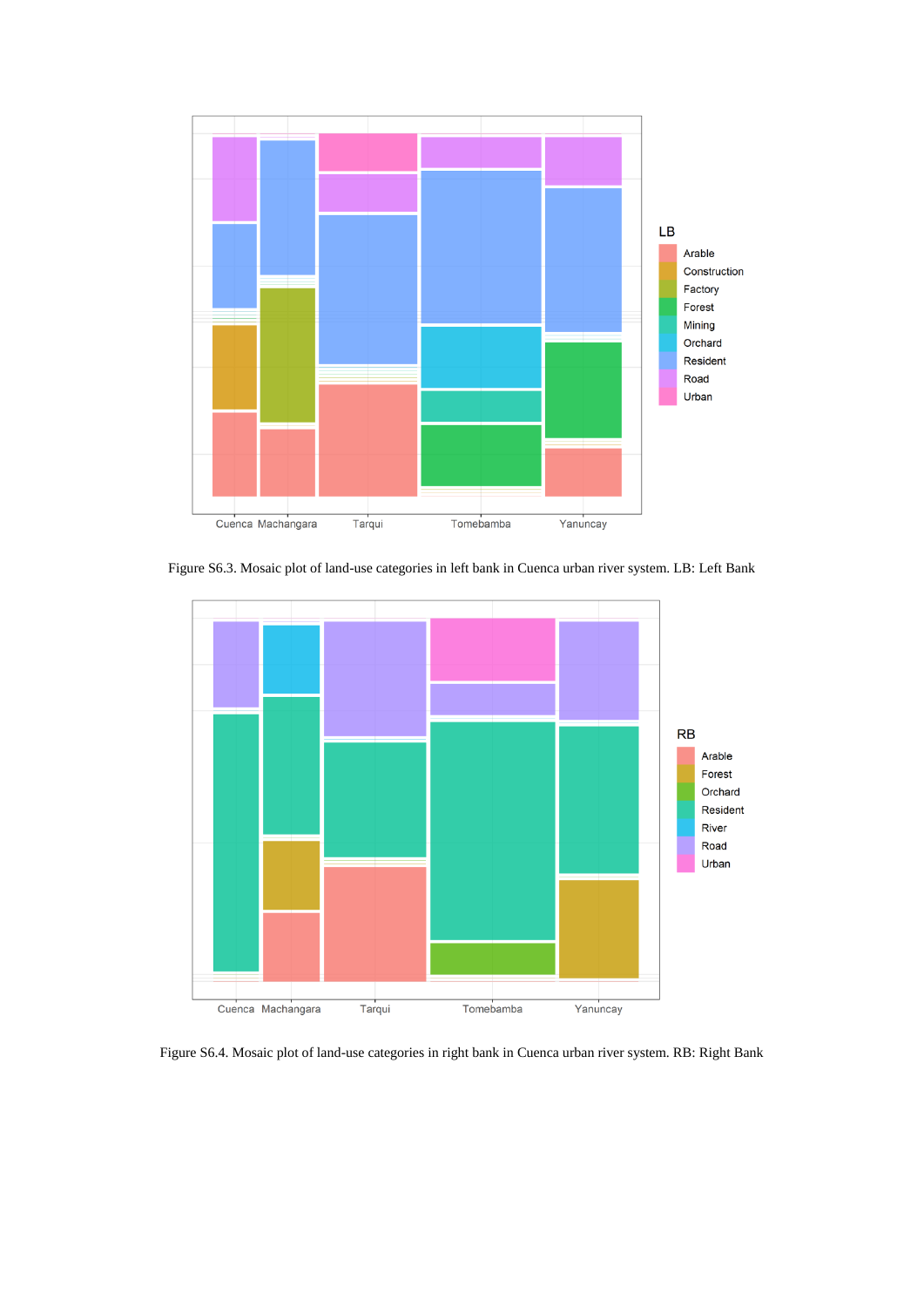Figure S6.3. Mosaic plot of land-use categories in left bank in Cuenca urban river system. LB: Left Bank

Figure S6.4. Mosaic plot of land-use categories in right bank in Cuenca urban river system. RB: Right Bank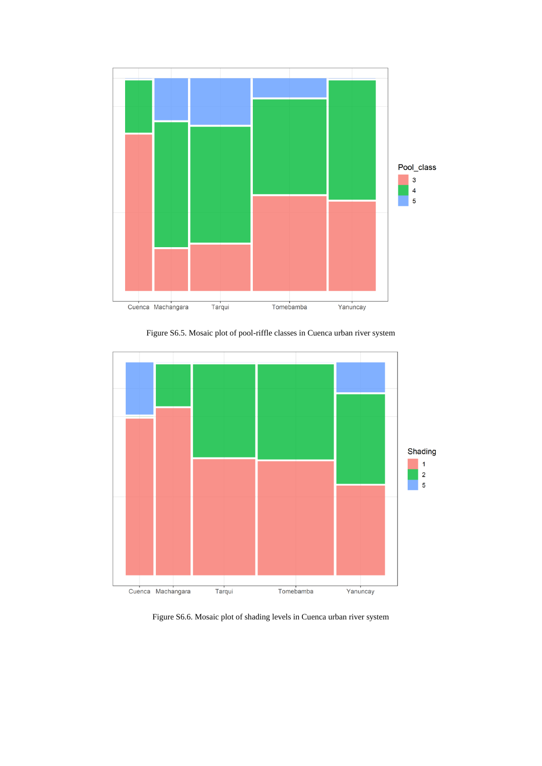Figure S6.5. Mosaic plot of pool-riffle classes in Cuenca urban river system

Figure S6.6. Mosaic plot of shading levels in Cuenca urban river system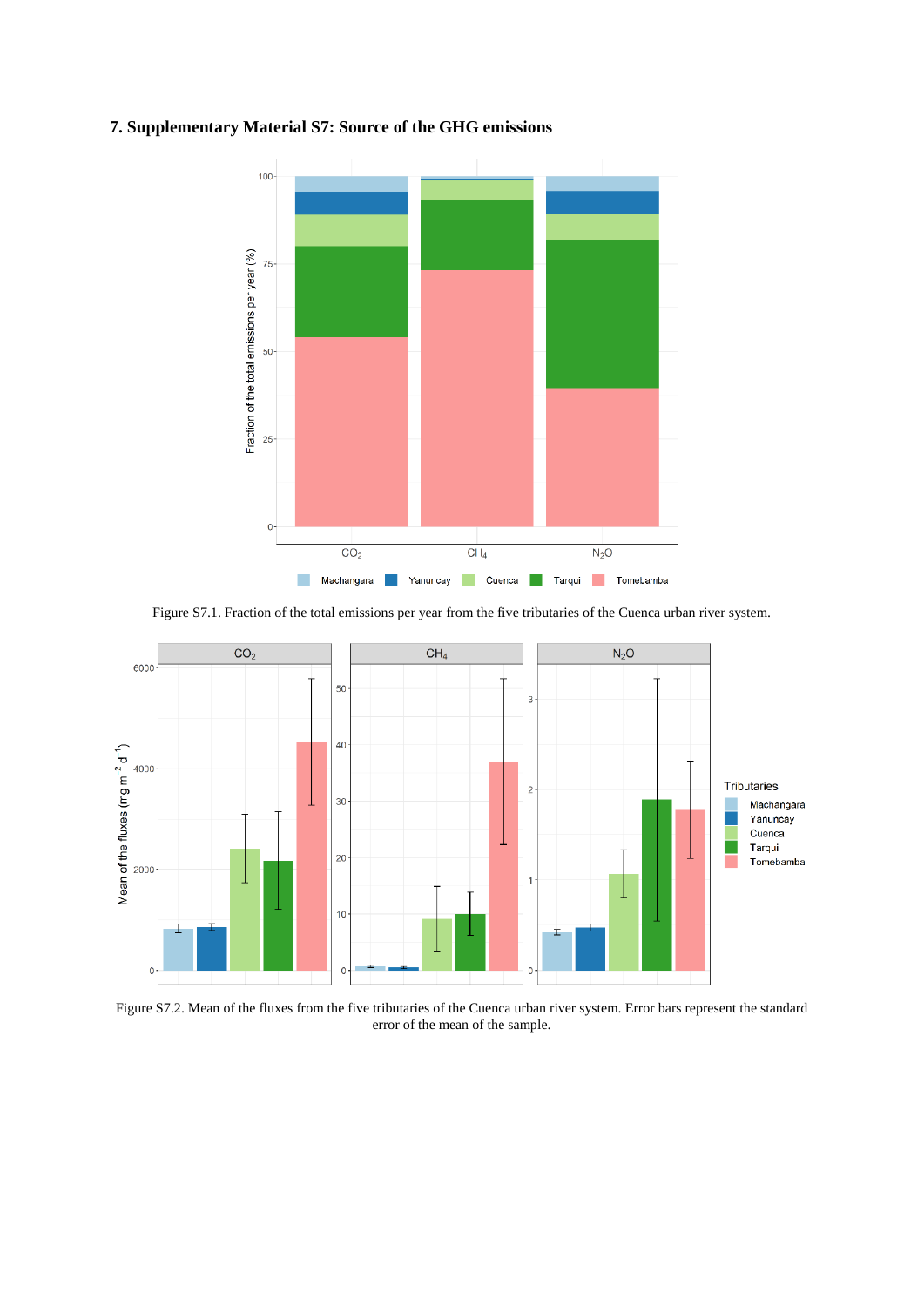## 7. Supplementary Material S7: Source of the GHG emissions

Fraction of the total emissions per year (%)

100
75
50
25
0

$CO_2$
$CH_4$
$N_2O$

Machangara
Yanuncay
Cuenca
Tarqui
Tomebamba

Figure S7.1. Fraction of the total emissions per year from the five tributaries of the Cuenca urban river system.

Mean of the fluxes (mg $m^{-2}$ $d^{-1}$)

$CO_2$
6000
4000
2000
0

$CH_4$
50
40
30
20
10
0

$N_2O$
3
2
1
0

Tributaries
Machangara
Yanuncay
Cuenca
Tarqui
Tomebamba

Figure S7.2. Mean of the fluxes from the five tributaries of the Cuenca urban river system. Error bars represent the standard error of the mean of the sample.